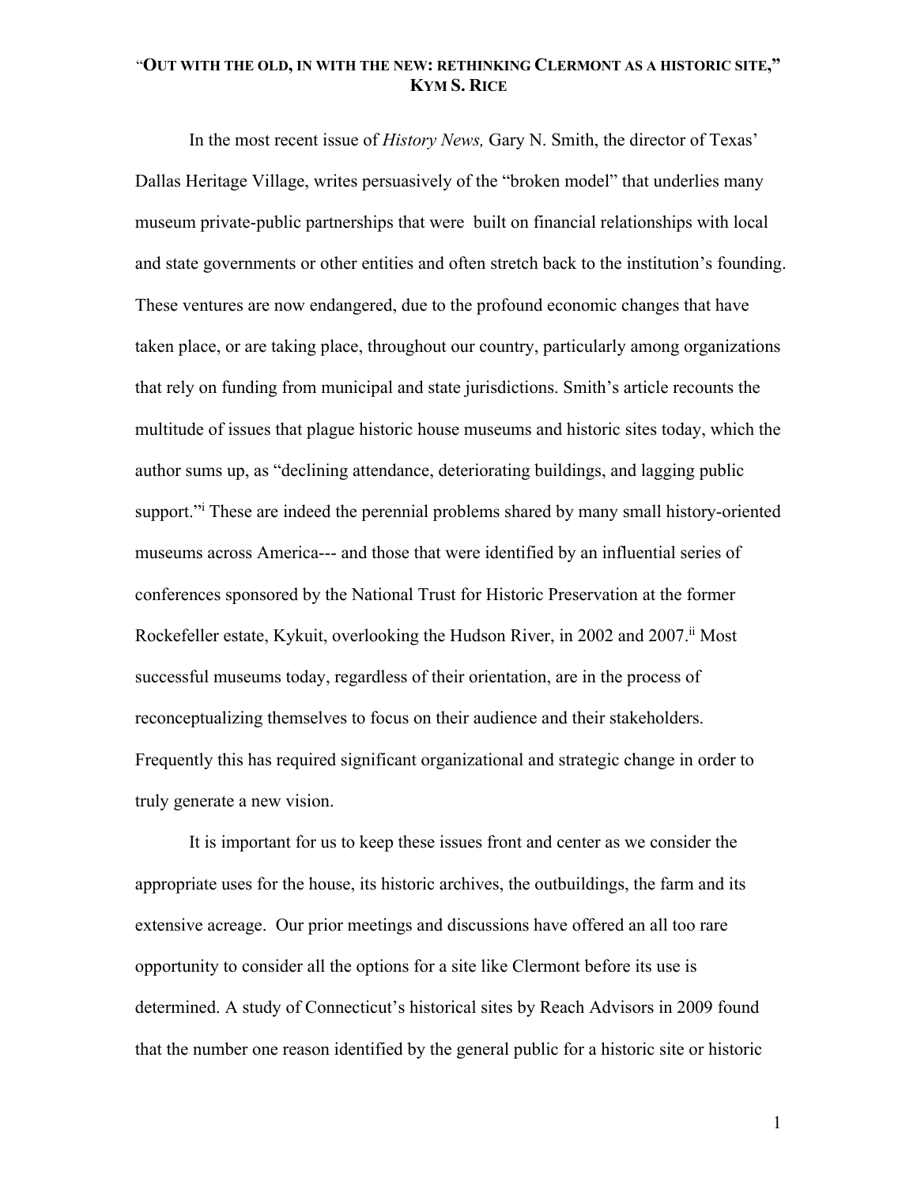# "Out with the old, in with the new: rethinking Clermont as a historic site," Kym S. Rice

In the most recent issue of *History News,* Gary N. Smith, the director of Texas' Dallas Heritage Village, writes persuasively of the "broken model" that underlies many museum private-public partnerships that were built on financial relationships with local and state governments or other entities and often stretch back to the institution's founding. These ventures are now endangered, due to the profound economic changes that have taken place, or are taking place, throughout our country, particularly among organizations that rely on funding from municipal and state jurisdictions. Smith's article recounts the multitude of issues that plague historic house museums and historic sites today, which the author sums up, as "declining attendance, deteriorating buildings, and lagging public support."[i] These are indeed the perennial problems shared by many small history-oriented museums across America--- and those that were identified by an influential series of conferences sponsored by the National Trust for Historic Preservation at the former Rockefeller estate, Kykuit, overlooking the Hudson River, in 2002 and 2007.[ii] Most successful museums today, regardless of their orientation, are in the process of reconceptualizing themselves to focus on their audience and their stakeholders. Frequently this has required significant organizational and strategic change in order to truly generate a new vision.

It is important for us to keep these issues front and center as we consider the appropriate uses for the house, its historic archives, the outbuildings, the farm and its extensive acreage. Our prior meetings and discussions have offered an all too rare opportunity to consider all the options for a site like Clermont before its use is determined. A study of Connecticut's historical sites by Reach Advisors in 2009 found that the number one reason identified by the general public for a historic site or historic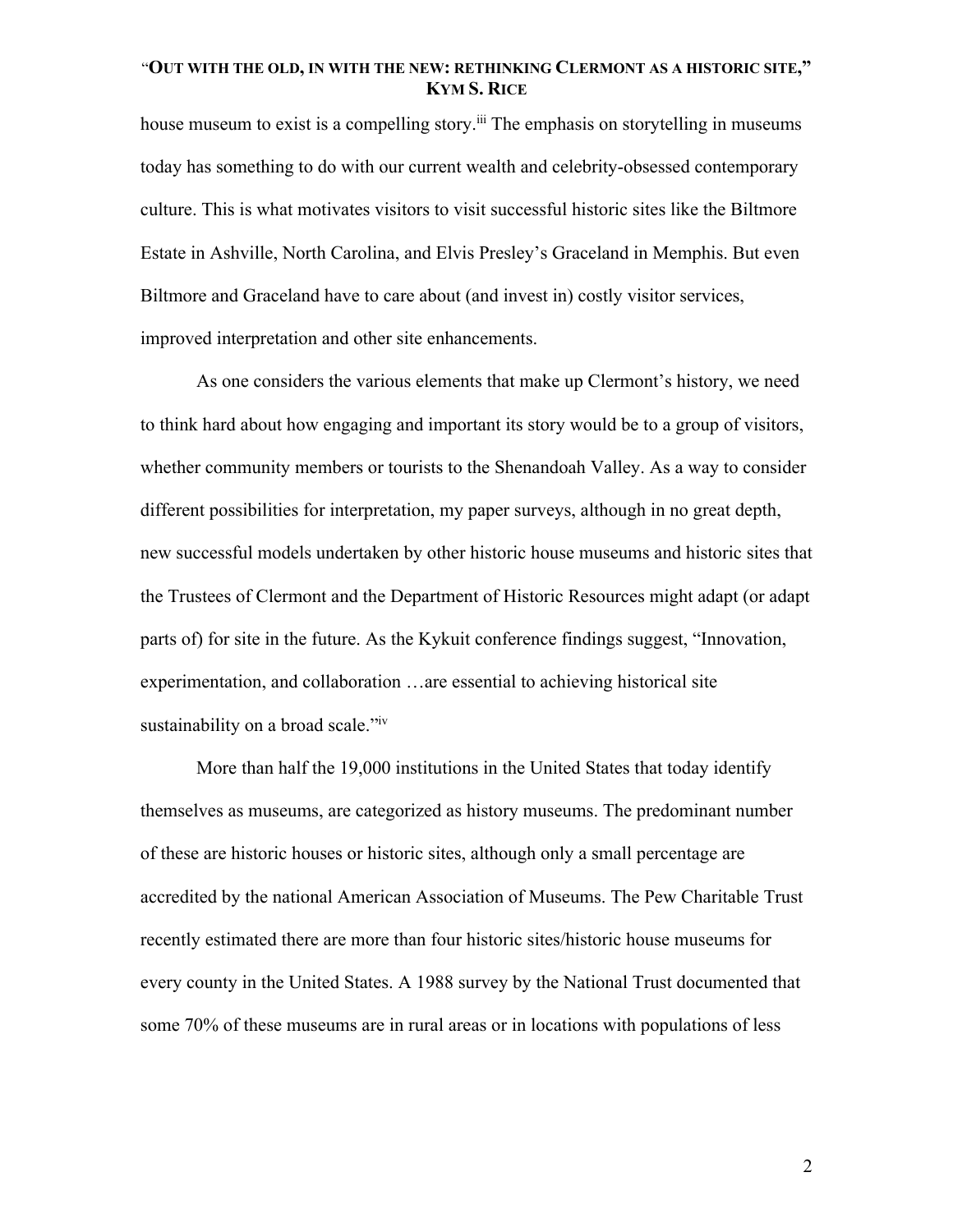house museum to exist is a compelling story.[iii] The emphasis on storytelling in museums today has something to do with our current wealth and celebrity-obsessed contemporary culture. This is what motivates visitors to visit successful historic sites like the Biltmore Estate in Ashville, North Carolina, and Elvis Presley's Graceland in Memphis. But even Biltmore and Graceland have to care about (and invest in) costly visitor services, improved interpretation and other site enhancements.

As one considers the various elements that make up Clermont's history, we need to think hard about how engaging and important its story would be to a group of visitors, whether community members or tourists to the Shenandoah Valley. As a way to consider different possibilities for interpretation, my paper surveys, although in no great depth, new successful models undertaken by other historic house museums and historic sites that the Trustees of Clermont and the Department of Historic Resources might adapt (or adapt parts of) for site in the future. As the Kykuit conference findings suggest, "Innovation, experimentation, and collaboration …are essential to achieving historical site sustainability on a broad scale."[iv]

More than half the 19,000 institutions in the United States that today identify themselves as museums, are categorized as history museums. The predominant number of these are historic houses or historic sites, although only a small percentage are accredited by the national American Association of Museums. The Pew Charitable Trust recently estimated there are more than four historic sites/historic house museums for every county in the United States. A 1988 survey by the National Trust documented that some 70% of these museums are in rural areas or in locations with populations of less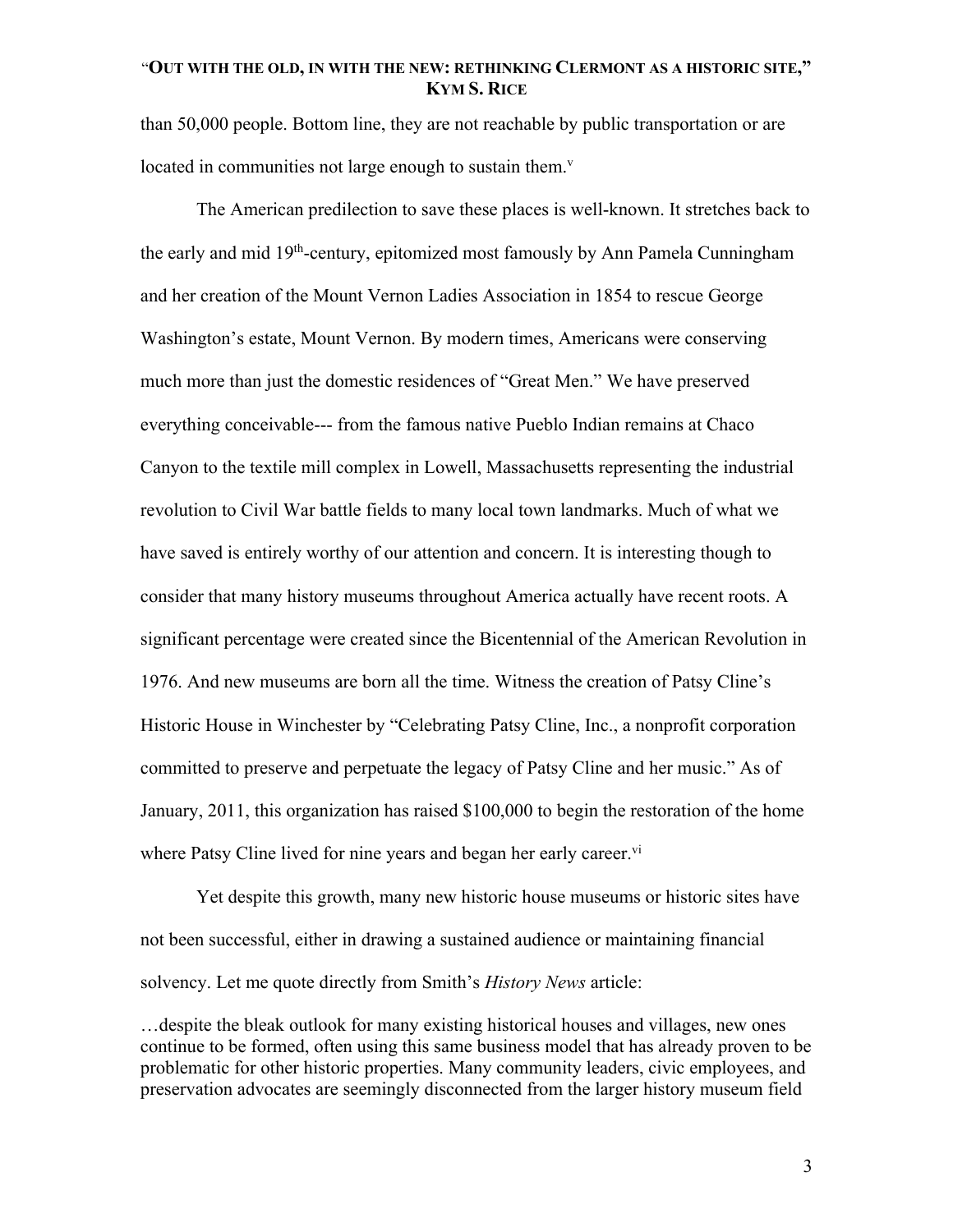than 50,000 people. Bottom line, they are not reachable by public transportation or are located in communities not large enough to sustain them.[v]

The American predilection to save these places is well-known. It stretches back to the early and mid 19th-century, epitomized most famously by Ann Pamela Cunningham and her creation of the Mount Vernon Ladies Association in 1854 to rescue George Washington's estate, Mount Vernon. By modern times, Americans were conserving much more than just the domestic residences of "Great Men." We have preserved everything conceivable--- from the famous native Pueblo Indian remains at Chaco Canyon to the textile mill complex in Lowell, Massachusetts representing the industrial revolution to Civil War battle fields to many local town landmarks. Much of what we have saved is entirely worthy of our attention and concern. It is interesting though to consider that many history museums throughout America actually have recent roots. A significant percentage were created since the Bicentennial of the American Revolution in 1976. And new museums are born all the time. Witness the creation of Patsy Cline's Historic House in Winchester by "Celebrating Patsy Cline, Inc., a nonprofit corporation committed to preserve and perpetuate the legacy of Patsy Cline and her music." As of January, 2011, this organization has raised $100,000 to begin the restoration of the home where Patsy Cline lived for nine years and began her early career.[vi]

Yet despite this growth, many new historic house museums or historic sites have not been successful, either in drawing a sustained audience or maintaining financial solvency. Let me quote directly from Smith's *History News* article:

> …despite the bleak outlook for many existing historical houses and villages, new ones continue to be formed, often using this same business model that has already proven to be problematic for other historic properties. Many community leaders, civic employees, and preservation advocates are seemingly disconnected from the larger history museum field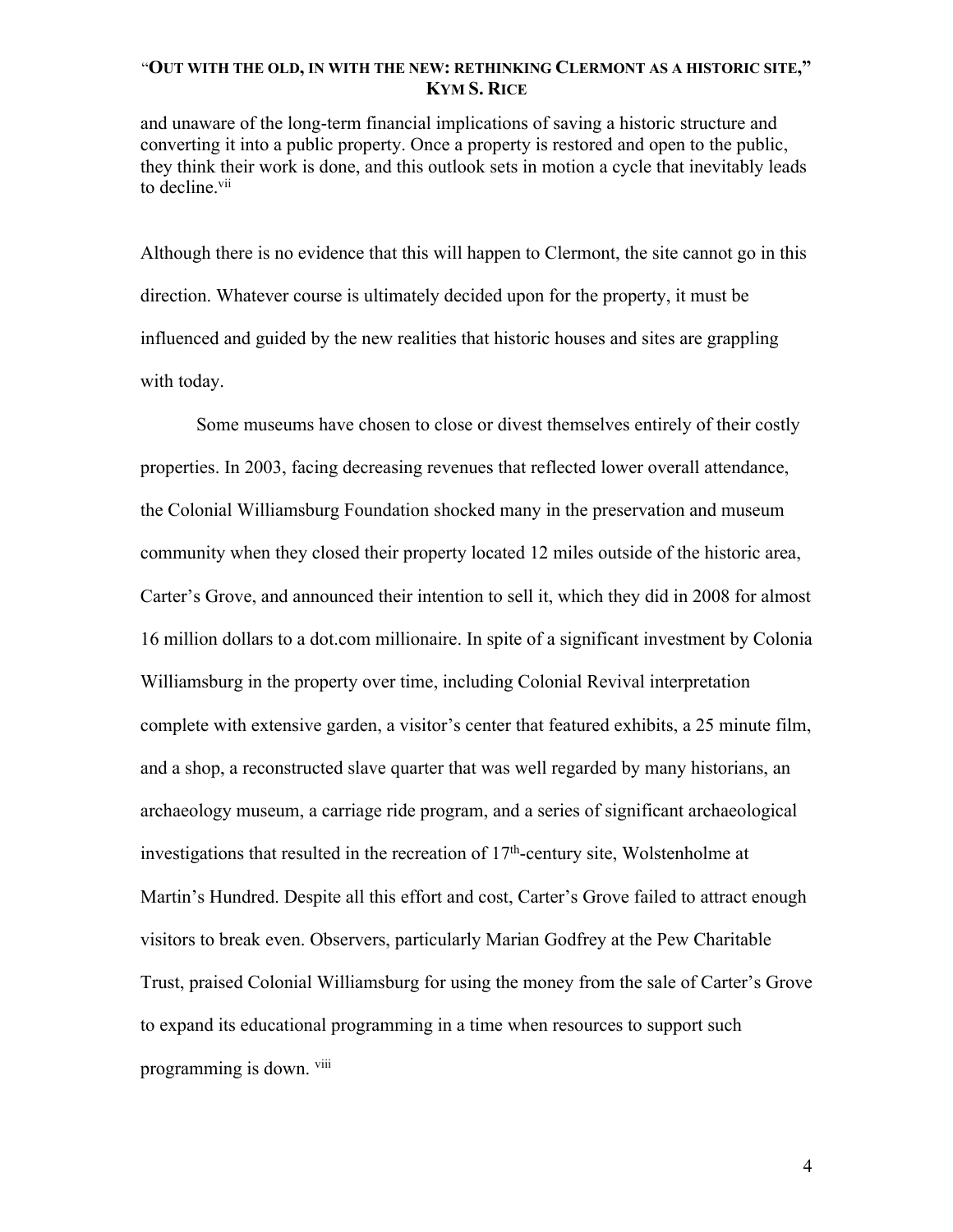and unaware of the long-term financial implications of saving a historic structure and converting it into a public property. Once a property is restored and open to the public, they think their work is done, and this outlook sets in motion a cycle that inevitably leads to decline.[vii]

Although there is no evidence that this will happen to Clermont, the site cannot go in this direction. Whatever course is ultimately decided upon for the property, it must be influenced and guided by the new realities that historic houses and sites are grappling with today.

Some museums have chosen to close or divest themselves entirely of their costly properties. In 2003, facing decreasing revenues that reflected lower overall attendance, the Colonial Williamsburg Foundation shocked many in the preservation and museum community when they closed their property located 12 miles outside of the historic area, Carter's Grove, and announced their intention to sell it, which they did in 2008 for almost 16 million dollars to a dot.com millionaire. In spite of a significant investment by Colonia Williamsburg in the property over time, including Colonial Revival interpretation complete with extensive garden, a visitor's center that featured exhibits, a 25 minute film, and a shop, a reconstructed slave quarter that was well regarded by many historians, an archaeology museum, a carriage ride program, and a series of significant archaeological investigations that resulted in the recreation of 17th-century site, Wolstenholme at Martin's Hundred. Despite all this effort and cost, Carter's Grove failed to attract enough visitors to break even. Observers, particularly Marian Godfrey at the Pew Charitable Trust, praised Colonial Williamsburg for using the money from the sale of Carter's Grove to expand its educational programming in a time when resources to support such programming is down. [viii]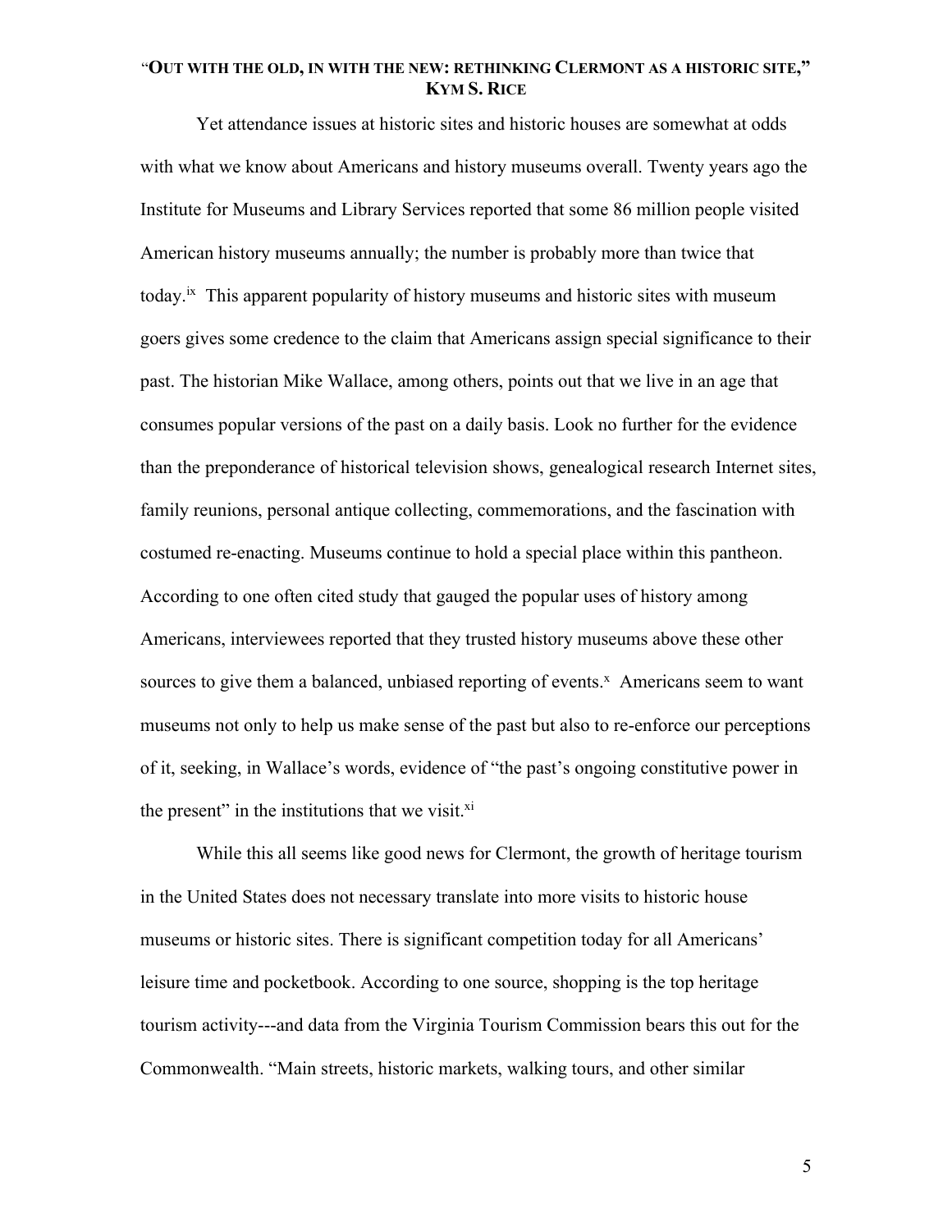Yet attendance issues at historic sites and historic houses are somewhat at odds with what we know about Americans and history museums overall. Twenty years ago the Institute for Museums and Library Services reported that some 86 million people visited American history museums annually; the number is probably more than twice that today.[ix] This apparent popularity of history museums and historic sites with museum goers gives some credence to the claim that Americans assign special significance to their past. The historian Mike Wallace, among others, points out that we live in an age that consumes popular versions of the past on a daily basis. Look no further for the evidence than the preponderance of historical television shows, genealogical research Internet sites, family reunions, personal antique collecting, commemorations, and the fascination with costumed re-enacting. Museums continue to hold a special place within this pantheon. According to one often cited study that gauged the popular uses of history among Americans, interviewees reported that they trusted history museums above these other sources to give them a balanced, unbiased reporting of events.[x] Americans seem to want museums not only to help us make sense of the past but also to re-enforce our perceptions of it, seeking, in Wallace's words, evidence of "the past's ongoing constitutive power in the present" in the institutions that we visit.[xi]

While this all seems like good news for Clermont, the growth of heritage tourism in the United States does not necessary translate into more visits to historic house museums or historic sites. There is significant competition today for all Americans' leisure time and pocketbook. According to one source, shopping is the top heritage tourism activity---and data from the Virginia Tourism Commission bears this out for the Commonwealth. "Main streets, historic markets, walking tours, and other similar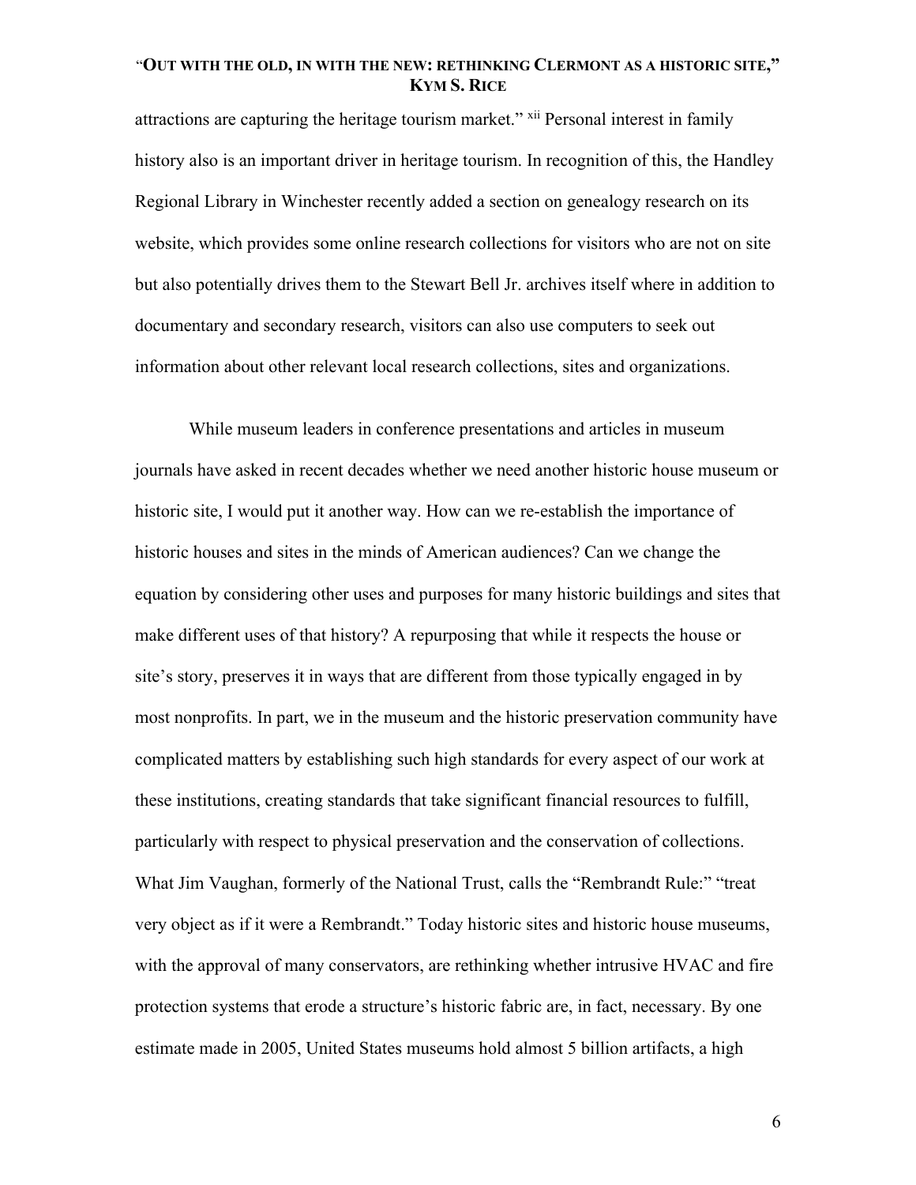attractions are capturing the heritage tourism market." [xii] Personal interest in family history also is an important driver in heritage tourism. In recognition of this, the Handley Regional Library in Winchester recently added a section on genealogy research on its website, which provides some online research collections for visitors who are not on site but also potentially drives them to the Stewart Bell Jr. archives itself where in addition to documentary and secondary research, visitors can also use computers to seek out information about other relevant local research collections, sites and organizations.

While museum leaders in conference presentations and articles in museum journals have asked in recent decades whether we need another historic house museum or historic site, I would put it another way. How can we re-establish the importance of historic houses and sites in the minds of American audiences? Can we change the equation by considering other uses and purposes for many historic buildings and sites that make different uses of that history? A repurposing that while it respects the house or site's story, preserves it in ways that are different from those typically engaged in by most nonprofits. In part, we in the museum and the historic preservation community have complicated matters by establishing such high standards for every aspect of our work at these institutions, creating standards that take significant financial resources to fulfill, particularly with respect to physical preservation and the conservation of collections. What Jim Vaughan, formerly of the National Trust, calls the "Rembrandt Rule:" "treat very object as if it were a Rembrandt." Today historic sites and historic house museums, with the approval of many conservators, are rethinking whether intrusive HVAC and fire protection systems that erode a structure's historic fabric are, in fact, necessary. By one estimate made in 2005, United States museums hold almost 5 billion artifacts, a high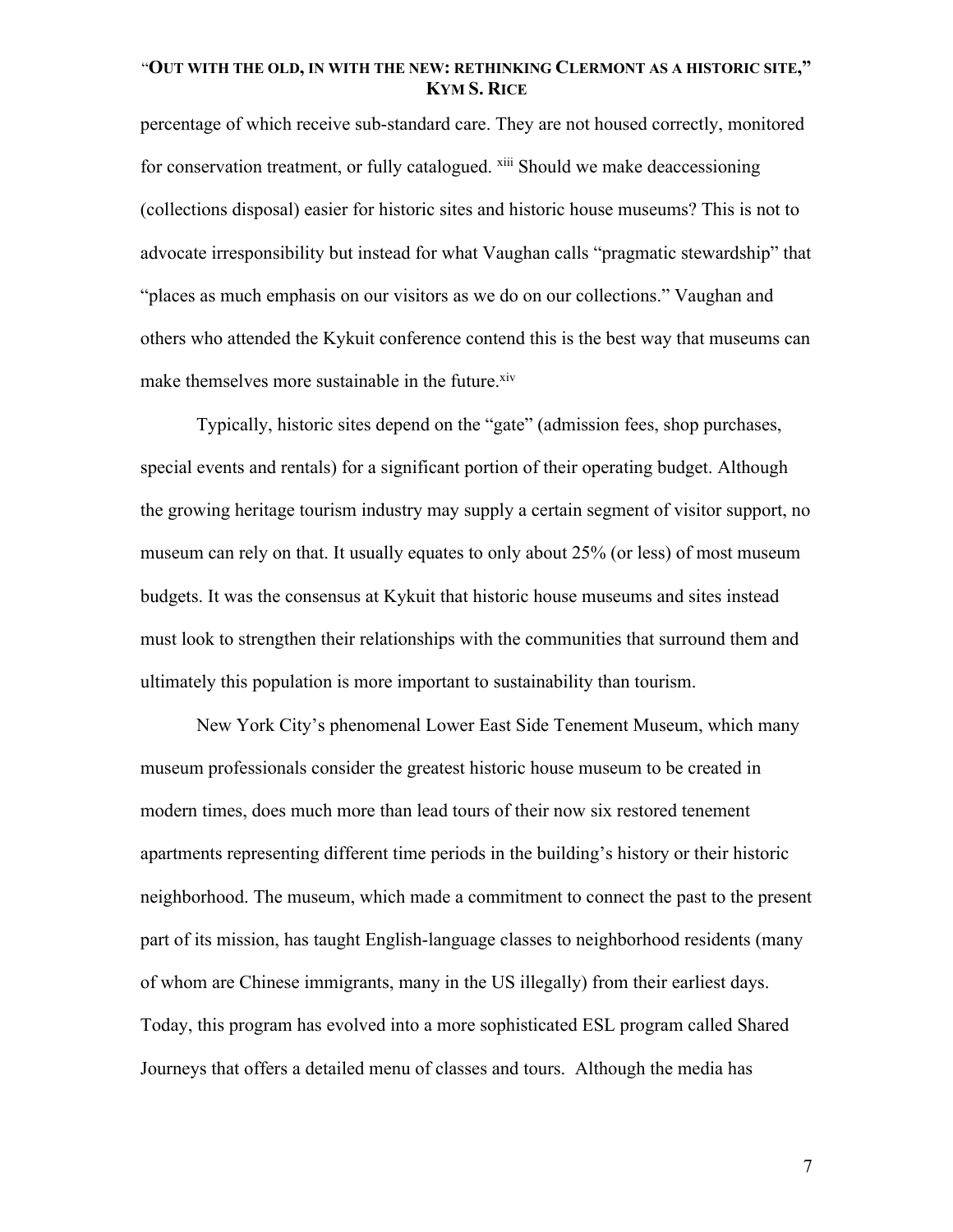percentage of which receive sub-standard care. They are not housed correctly, monitored for conservation treatment, or fully catalogued. [xiii] Should we make deaccessioning (collections disposal) easier for historic sites and historic house museums? This is not to advocate irresponsibility but instead for what Vaughan calls "pragmatic stewardship" that "places as much emphasis on our visitors as we do on our collections." Vaughan and others who attended the Kykuit conference contend this is the best way that museums can make themselves more sustainable in the future.[xiv]

Typically, historic sites depend on the "gate" (admission fees, shop purchases, special events and rentals) for a significant portion of their operating budget. Although the growing heritage tourism industry may supply a certain segment of visitor support, no museum can rely on that. It usually equates to only about 25% (or less) of most museum budgets. It was the consensus at Kykuit that historic house museums and sites instead must look to strengthen their relationships with the communities that surround them and ultimately this population is more important to sustainability than tourism.

New York City's phenomenal Lower East Side Tenement Museum, which many museum professionals consider the greatest historic house museum to be created in modern times, does much more than lead tours of their now six restored tenement apartments representing different time periods in the building's history or their historic neighborhood. The museum, which made a commitment to connect the past to the present part of its mission, has taught English-language classes to neighborhood residents (many of whom are Chinese immigrants, many in the US illegally) from their earliest days. Today, this program has evolved into a more sophisticated ESL program called Shared Journeys that offers a detailed menu of classes and tours. Although the media has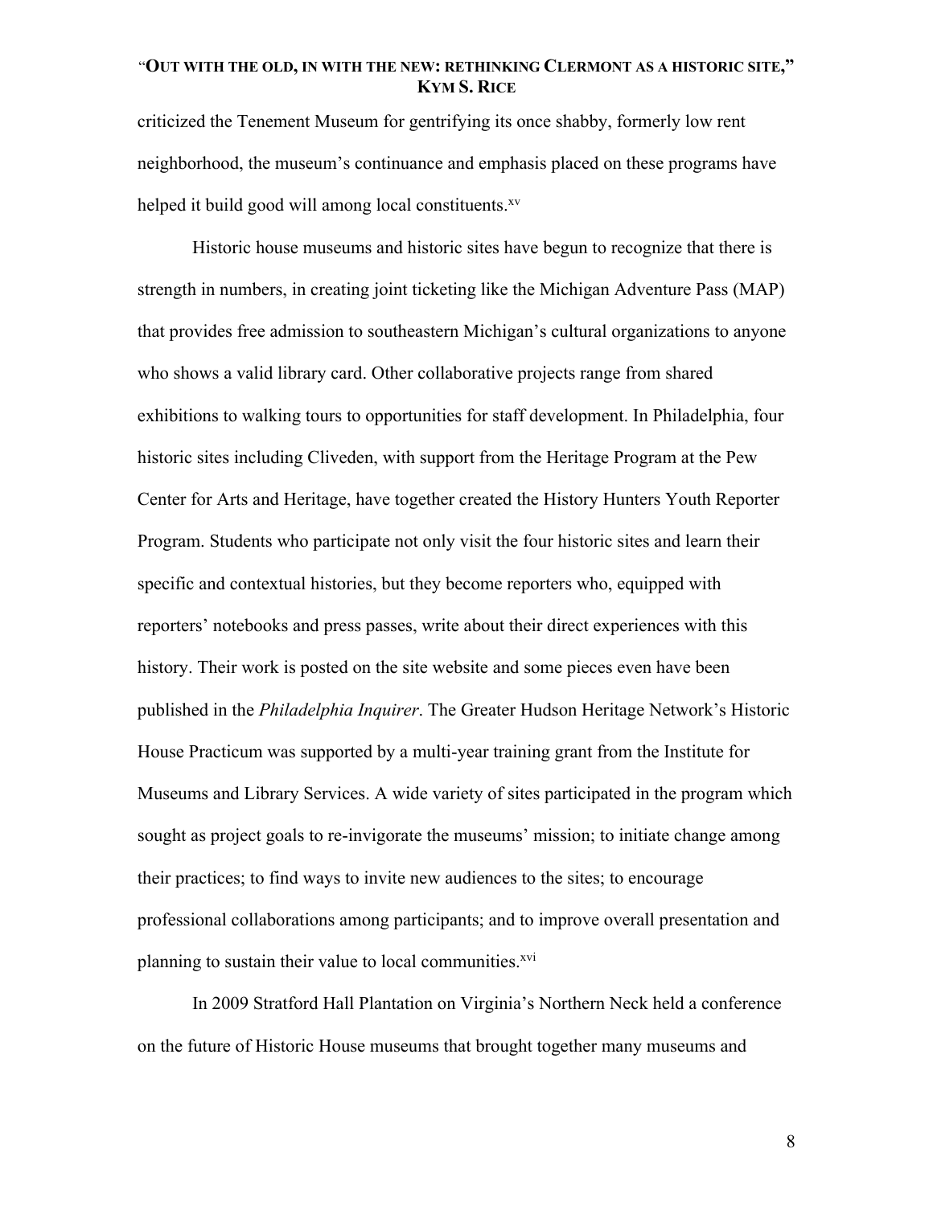criticized the Tenement Museum for gentrifying its once shabby, formerly low rent neighborhood, the museum's continuance and emphasis placed on these programs have helped it build good will among local constituents.[xv]

Historic house museums and historic sites have begun to recognize that there is strength in numbers, in creating joint ticketing like the Michigan Adventure Pass (MAP) that provides free admission to southeastern Michigan's cultural organizations to anyone who shows a valid library card. Other collaborative projects range from shared exhibitions to walking tours to opportunities for staff development. In Philadelphia, four historic sites including Cliveden, with support from the Heritage Program at the Pew Center for Arts and Heritage, have together created the History Hunters Youth Reporter Program. Students who participate not only visit the four historic sites and learn their specific and contextual histories, but they become reporters who, equipped with reporters' notebooks and press passes, write about their direct experiences with this history. Their work is posted on the site website and some pieces even have been published in the *Philadelphia Inquirer*. The Greater Hudson Heritage Network's Historic House Practicum was supported by a multi-year training grant from the Institute for Museums and Library Services. A wide variety of sites participated in the program which sought as project goals to re-invigorate the museums' mission; to initiate change among their practices; to find ways to invite new audiences to the sites; to encourage professional collaborations among participants; and to improve overall presentation and planning to sustain their value to local communities.[xvi]

In 2009 Stratford Hall Plantation on Virginia's Northern Neck held a conference on the future of Historic House museums that brought together many museums and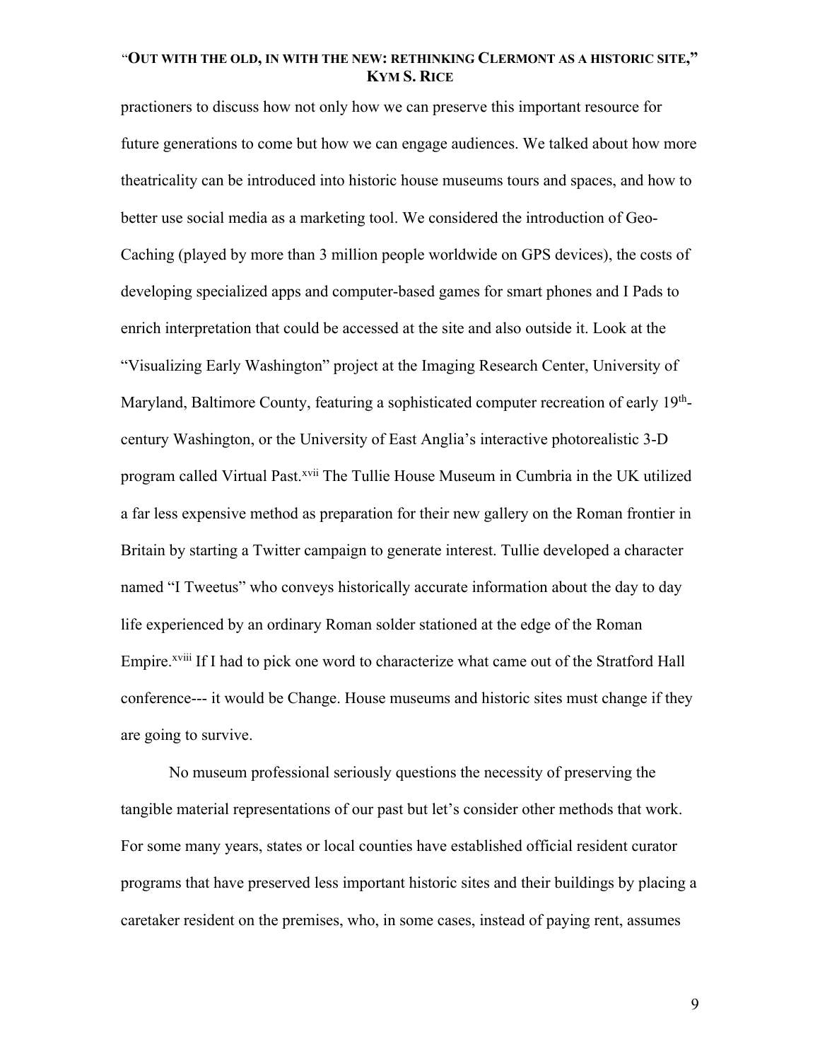practioners to discuss how not only how we can preserve this important resource for future generations to come but how we can engage audiences. We talked about how more theatricality can be introduced into historic house museums tours and spaces, and how to better use social media as a marketing tool. We considered the introduction of Geo-Caching (played by more than 3 million people worldwide on GPS devices), the costs of developing specialized apps and computer-based games for smart phones and I Pads to enrich interpretation that could be accessed at the site and also outside it. Look at the "Visualizing Early Washington" project at the Imaging Research Center, University of Maryland, Baltimore County, featuring a sophisticated computer recreation of early 19th-century Washington, or the University of East Anglia's interactive photorealistic 3-D program called Virtual Past.[xvii] The Tullie House Museum in Cumbria in the UK utilized a far less expensive method as preparation for their new gallery on the Roman frontier in Britain by starting a Twitter campaign to generate interest. Tullie developed a character named "I Tweetus" who conveys historically accurate information about the day to day life experienced by an ordinary Roman solder stationed at the edge of the Roman Empire.[xviii] If I had to pick one word to characterize what came out of the Stratford Hall conference--- it would be Change. House museums and historic sites must change if they are going to survive.

No museum professional seriously questions the necessity of preserving the tangible material representations of our past but let's consider other methods that work. For some many years, states or local counties have established official resident curator programs that have preserved less important historic sites and their buildings by placing a caretaker resident on the premises, who, in some cases, instead of paying rent, assumes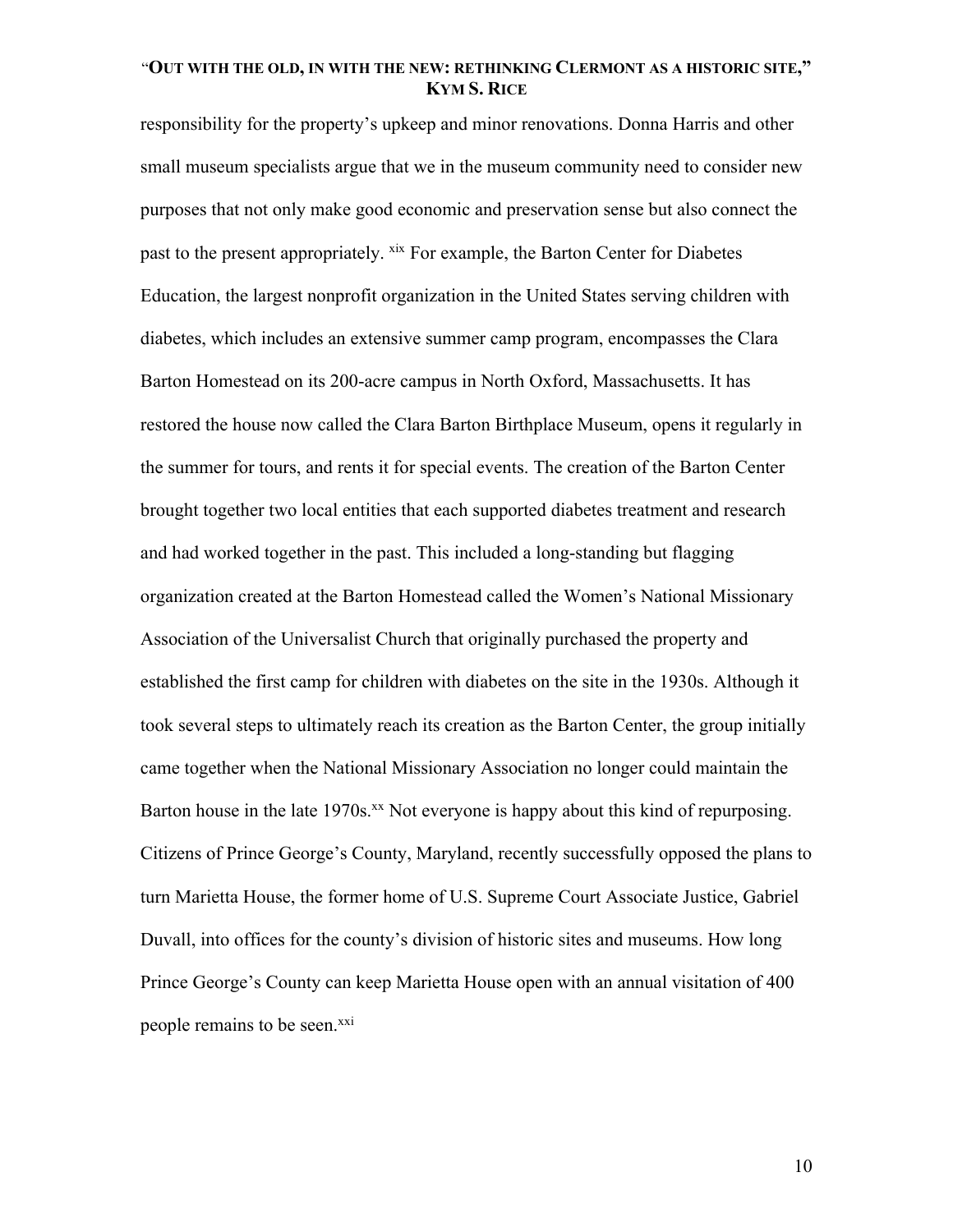responsibility for the property's upkeep and minor renovations. Donna Harris and other small museum specialists argue that we in the museum community need to consider new purposes that not only make good economic and preservation sense but also connect the past to the present appropriately. [xix] For example, the Barton Center for Diabetes Education, the largest nonprofit organization in the United States serving children with diabetes, which includes an extensive summer camp program, encompasses the Clara Barton Homestead on its 200-acre campus in North Oxford, Massachusetts. It has restored the house now called the Clara Barton Birthplace Museum, opens it regularly in the summer for tours, and rents it for special events. The creation of the Barton Center brought together two local entities that each supported diabetes treatment and research and had worked together in the past. This included a long-standing but flagging organization created at the Barton Homestead called the Women's National Missionary Association of the Universalist Church that originally purchased the property and established the first camp for children with diabetes on the site in the 1930s. Although it took several steps to ultimately reach its creation as the Barton Center, the group initially came together when the National Missionary Association no longer could maintain the Barton house in the late 1970s.[xx] Not everyone is happy about this kind of repurposing. Citizens of Prince George's County, Maryland, recently successfully opposed the plans to turn Marietta House, the former home of U.S. Supreme Court Associate Justice, Gabriel Duvall, into offices for the county's division of historic sites and museums. How long Prince George's County can keep Marietta House open with an annual visitation of 400 people remains to be seen.[xxi]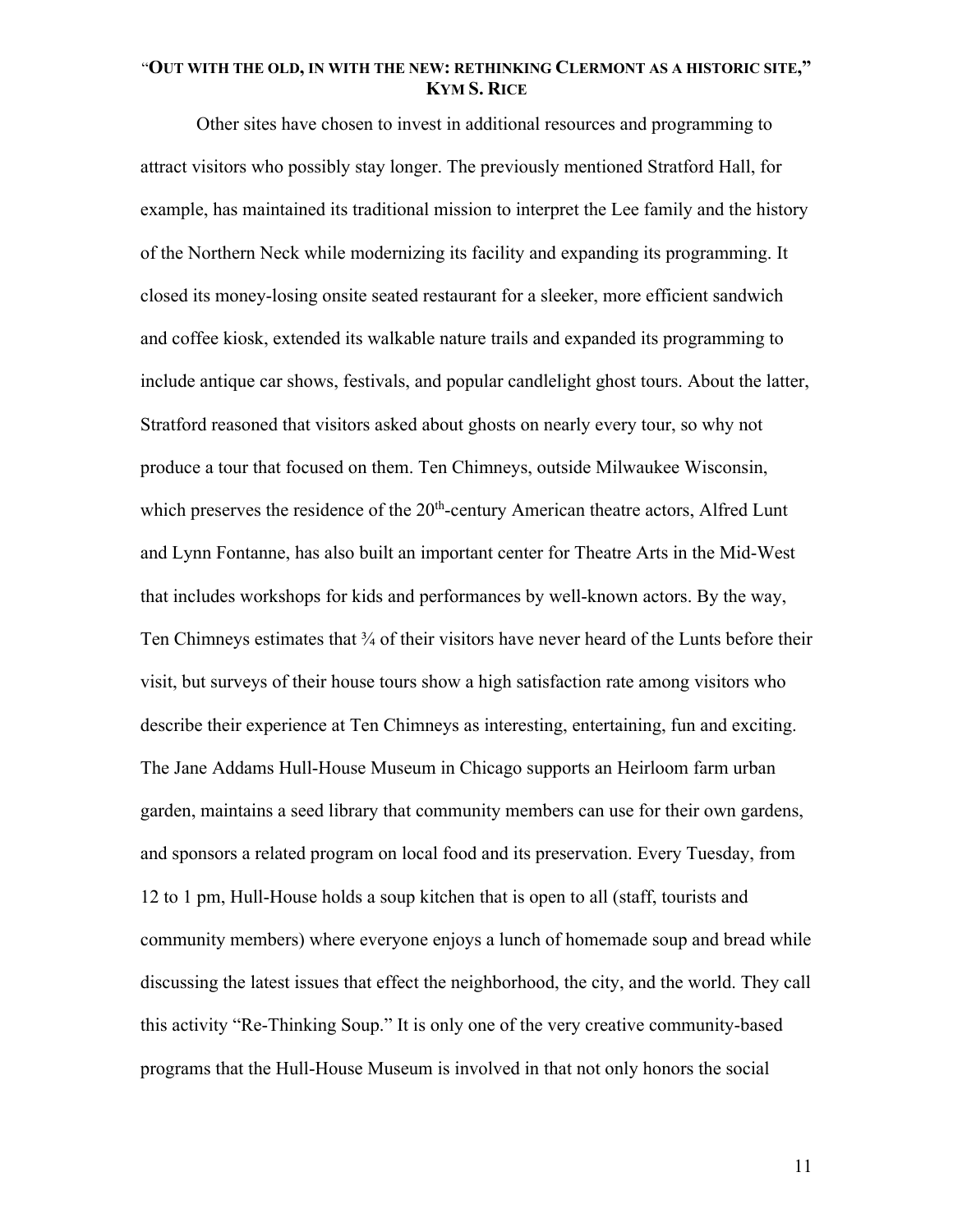Other sites have chosen to invest in additional resources and programming to attract visitors who possibly stay longer. The previously mentioned Stratford Hall, for example, has maintained its traditional mission to interpret the Lee family and the history of the Northern Neck while modernizing its facility and expanding its programming. It closed its money-losing onsite seated restaurant for a sleeker, more efficient sandwich and coffee kiosk, extended its walkable nature trails and expanded its programming to include antique car shows, festivals, and popular candlelight ghost tours. About the latter, Stratford reasoned that visitors asked about ghosts on nearly every tour, so why not produce a tour that focused on them. Ten Chimneys, outside Milwaukee Wisconsin, which preserves the residence of the 20th-century American theatre actors, Alfred Lunt and Lynn Fontanne, has also built an important center for Theatre Arts in the Mid-West that includes workshops for kids and performances by well-known actors. By the way, Ten Chimneys estimates that ¾ of their visitors have never heard of the Lunts before their visit, but surveys of their house tours show a high satisfaction rate among visitors who describe their experience at Ten Chimneys as interesting, entertaining, fun and exciting. The Jane Addams Hull-House Museum in Chicago supports an Heirloom farm urban garden, maintains a seed library that community members can use for their own gardens, and sponsors a related program on local food and its preservation. Every Tuesday, from 12 to 1 pm, Hull-House holds a soup kitchen that is open to all (staff, tourists and community members) where everyone enjoys a lunch of homemade soup and bread while discussing the latest issues that effect the neighborhood, the city, and the world. They call this activity "Re-Thinking Soup." It is only one of the very creative community-based programs that the Hull-House Museum is involved in that not only honors the social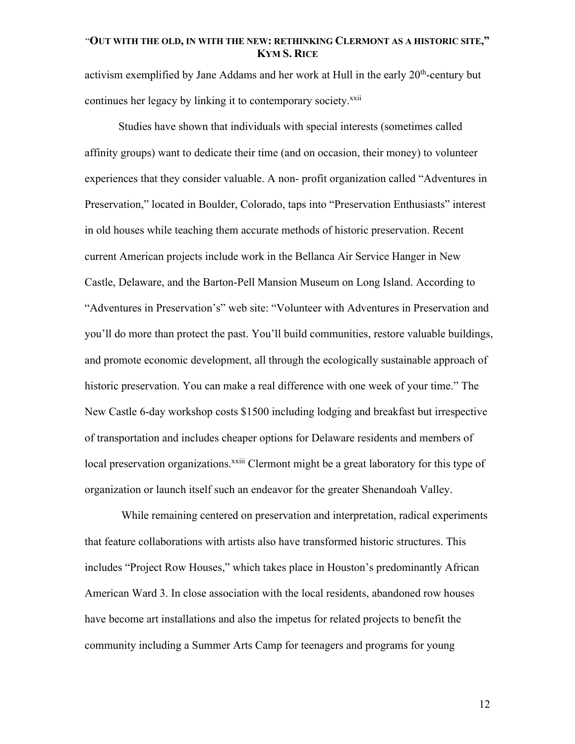activism exemplified by Jane Addams and her work at Hull in the early 20th-century but continues her legacy by linking it to contemporary society.[xxii]

Studies have shown that individuals with special interests (sometimes called affinity groups) want to dedicate their time (and on occasion, their money) to volunteer experiences that they consider valuable. A non- profit organization called "Adventures in Preservation," located in Boulder, Colorado, taps into "Preservation Enthusiasts" interest in old houses while teaching them accurate methods of historic preservation. Recent current American projects include work in the Bellanca Air Service Hanger in New Castle, Delaware, and the Barton-Pell Mansion Museum on Long Island. According to "Adventures in Preservation's" web site: "Volunteer with Adventures in Preservation and you'll do more than protect the past. You'll build communities, restore valuable buildings, and promote economic development, all through the ecologically sustainable approach of historic preservation. You can make a real difference with one week of your time." The New Castle 6-day workshop costs $1500 including lodging and breakfast but irrespective of transportation and includes cheaper options for Delaware residents and members of local preservation organizations.[xxiii] Clermont might be a great laboratory for this type of organization or launch itself such an endeavor for the greater Shenandoah Valley.

While remaining centered on preservation and interpretation, radical experiments that feature collaborations with artists also have transformed historic structures. This includes "Project Row Houses," which takes place in Houston's predominantly African American Ward 3. In close association with the local residents, abandoned row houses have become art installations and also the impetus for related projects to benefit the community including a Summer Arts Camp for teenagers and programs for young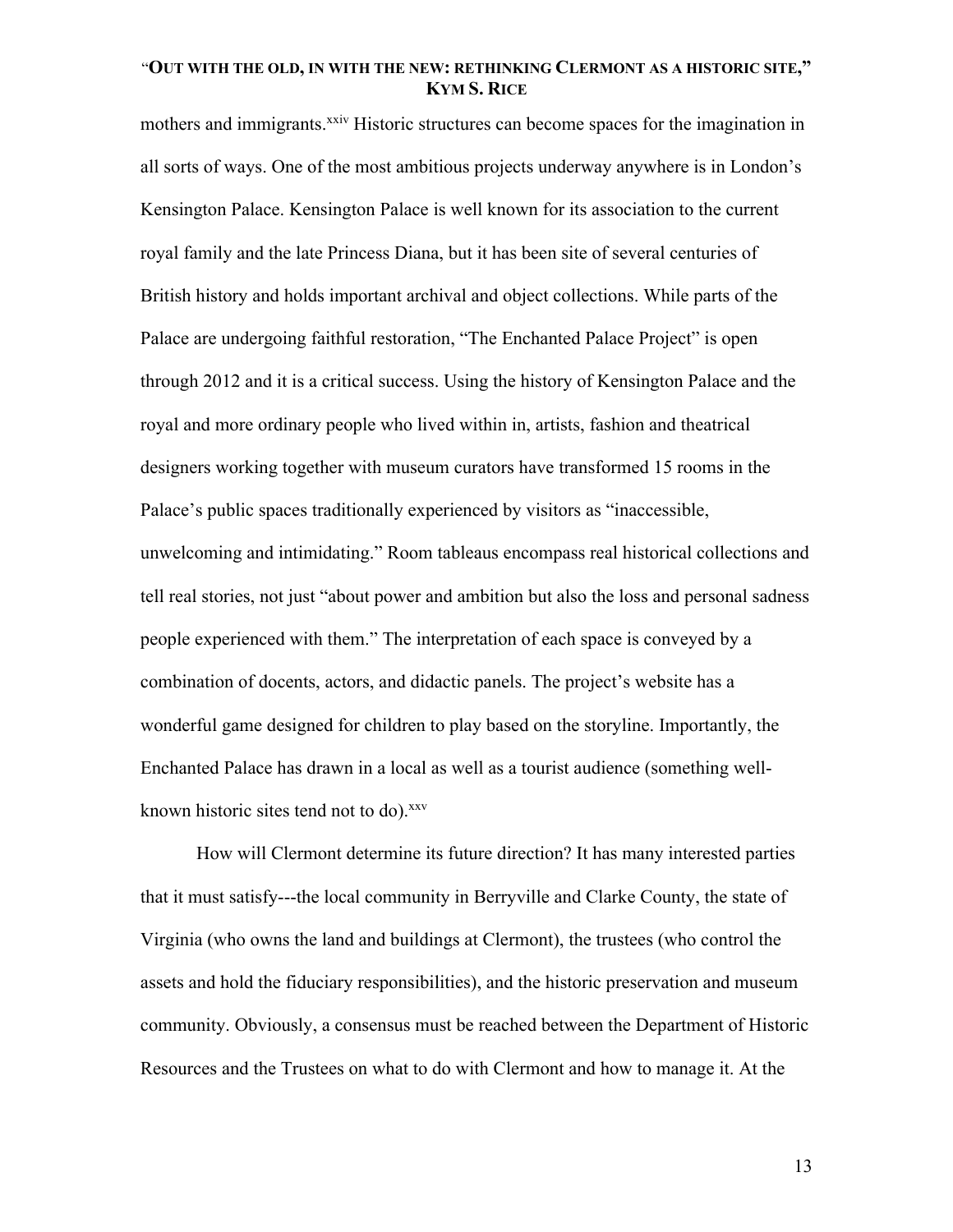mothers and immigrants.[xxiv] Historic structures can become spaces for the imagination in all sorts of ways. One of the most ambitious projects underway anywhere is in London's Kensington Palace. Kensington Palace is well known for its association to the current royal family and the late Princess Diana, but it has been site of several centuries of British history and holds important archival and object collections. While parts of the Palace are undergoing faithful restoration, "The Enchanted Palace Project" is open through 2012 and it is a critical success. Using the history of Kensington Palace and the royal and more ordinary people who lived within in, artists, fashion and theatrical designers working together with museum curators have transformed 15 rooms in the Palace's public spaces traditionally experienced by visitors as "inaccessible, unwelcoming and intimidating." Room tableaus encompass real historical collections and tell real stories, not just "about power and ambition but also the loss and personal sadness people experienced with them." The interpretation of each space is conveyed by a combination of docents, actors, and didactic panels. The project's website has a wonderful game designed for children to play based on the storyline. Importantly, the Enchanted Palace has drawn in a local as well as a tourist audience (something well-known historic sites tend not to do).[xxv]

How will Clermont determine its future direction? It has many interested parties that it must satisfy---the local community in Berryville and Clarke County, the state of Virginia (who owns the land and buildings at Clermont), the trustees (who control the assets and hold the fiduciary responsibilities), and the historic preservation and museum community. Obviously, a consensus must be reached between the Department of Historic Resources and the Trustees on what to do with Clermont and how to manage it. At the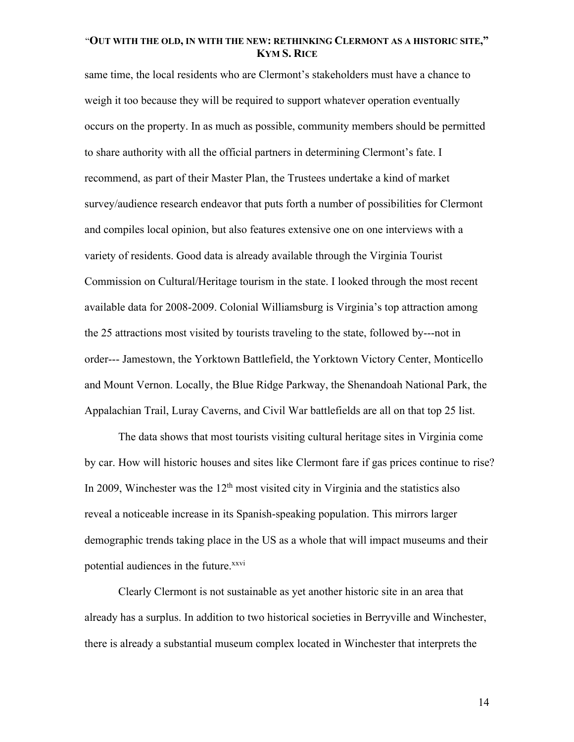same time, the local residents who are Clermont's stakeholders must have a chance to weigh it too because they will be required to support whatever operation eventually occurs on the property. In as much as possible, community members should be permitted to share authority with all the official partners in determining Clermont's fate. I recommend, as part of their Master Plan, the Trustees undertake a kind of market survey/audience research endeavor that puts forth a number of possibilities for Clermont and compiles local opinion, but also features extensive one on one interviews with a variety of residents. Good data is already available through the Virginia Tourist Commission on Cultural/Heritage tourism in the state. I looked through the most recent available data for 2008-2009. Colonial Williamsburg is Virginia's top attraction among the 25 attractions most visited by tourists traveling to the state, followed by---not in order--- Jamestown, the Yorktown Battlefield, the Yorktown Victory Center, Monticello and Mount Vernon. Locally, the Blue Ridge Parkway, the Shenandoah National Park, the Appalachian Trail, Luray Caverns, and Civil War battlefields are all on that top 25 list.

The data shows that most tourists visiting cultural heritage sites in Virginia come by car. How will historic houses and sites like Clermont fare if gas prices continue to rise? In 2009, Winchester was the 12th most visited city in Virginia and the statistics also reveal a noticeable increase in its Spanish-speaking population. This mirrors larger demographic trends taking place in the US as a whole that will impact museums and their potential audiences in the future.[xxvi]

Clearly Clermont is not sustainable as yet another historic site in an area that already has a surplus. In addition to two historical societies in Berryville and Winchester, there is already a substantial museum complex located in Winchester that interprets the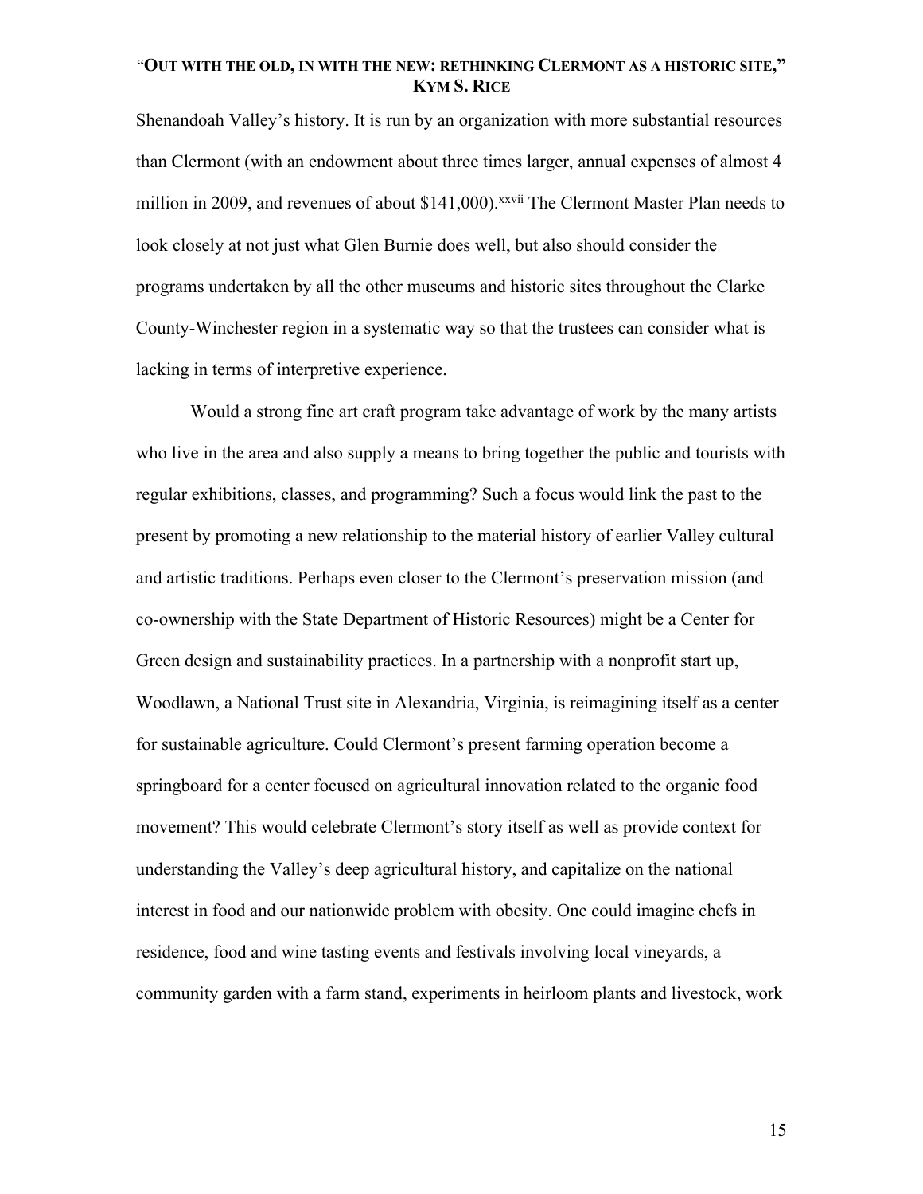Shenandoah Valley's history. It is run by an organization with more substantial resources than Clermont (with an endowment about three times larger, annual expenses of almost 4 million in 2009, and revenues of about $141,000).[xxvii] The Clermont Master Plan needs to look closely at not just what Glen Burnie does well, but also should consider the programs undertaken by all the other museums and historic sites throughout the Clarke County-Winchester region in a systematic way so that the trustees can consider what is lacking in terms of interpretive experience.

Would a strong fine art craft program take advantage of work by the many artists who live in the area and also supply a means to bring together the public and tourists with regular exhibitions, classes, and programming? Such a focus would link the past to the present by promoting a new relationship to the material history of earlier Valley cultural and artistic traditions. Perhaps even closer to the Clermont's preservation mission (and co-ownership with the State Department of Historic Resources) might be a Center for Green design and sustainability practices. In a partnership with a nonprofit start up, Woodlawn, a National Trust site in Alexandria, Virginia, is reimagining itself as a center for sustainable agriculture. Could Clermont's present farming operation become a springboard for a center focused on agricultural innovation related to the organic food movement? This would celebrate Clermont's story itself as well as provide context for understanding the Valley's deep agricultural history, and capitalize on the national interest in food and our nationwide problem with obesity. One could imagine chefs in residence, food and wine tasting events and festivals involving local vineyards, a community garden with a farm stand, experiments in heirloom plants and livestock, work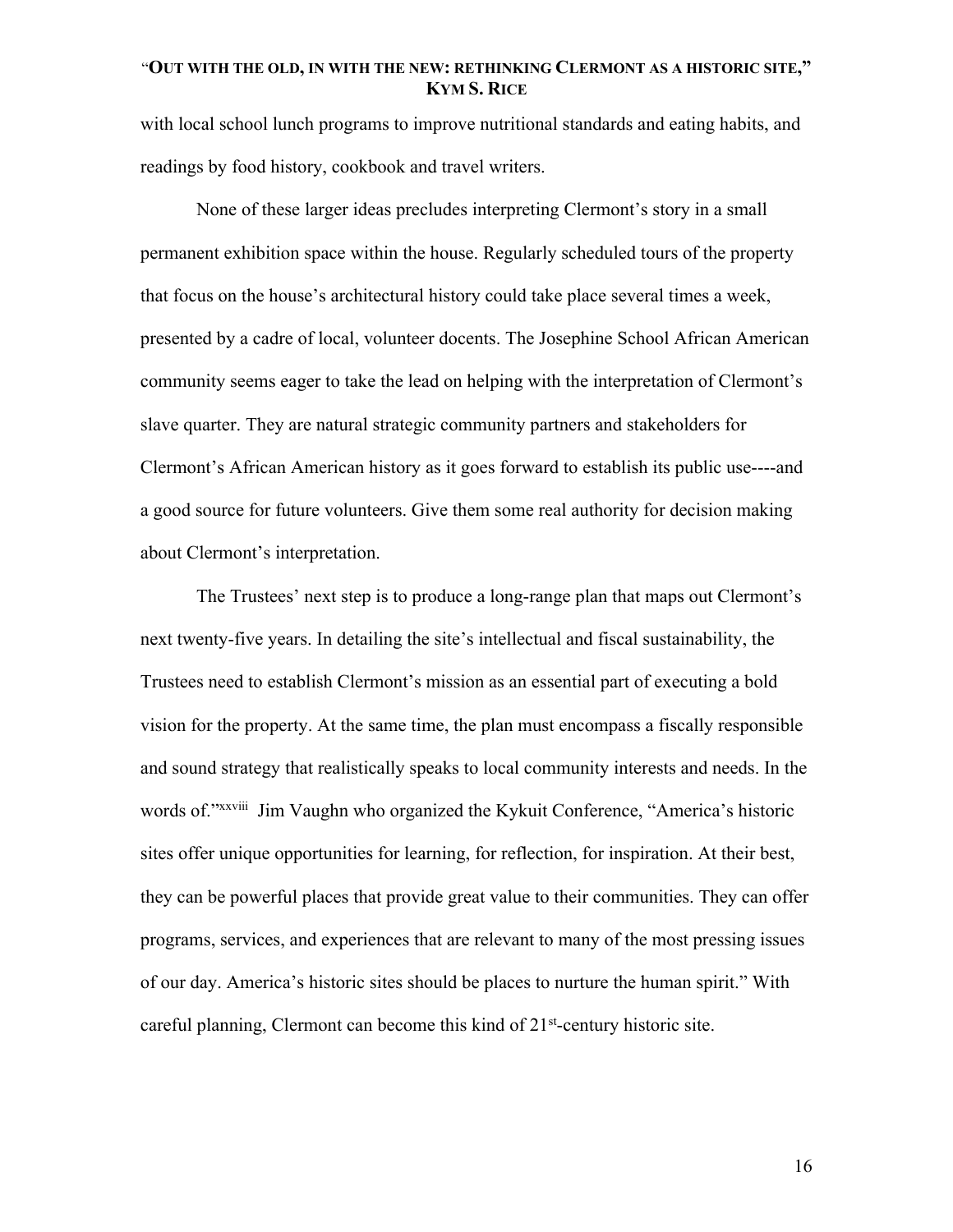with local school lunch programs to improve nutritional standards and eating habits, and readings by food history, cookbook and travel writers.

None of these larger ideas precludes interpreting Clermont's story in a small permanent exhibition space within the house. Regularly scheduled tours of the property that focus on the house's architectural history could take place several times a week, presented by a cadre of local, volunteer docents. The Josephine School African American community seems eager to take the lead on helping with the interpretation of Clermont's slave quarter. They are natural strategic community partners and stakeholders for Clermont's African American history as it goes forward to establish its public use----and a good source for future volunteers. Give them some real authority for decision making about Clermont's interpretation.

The Trustees' next step is to produce a long-range plan that maps out Clermont's next twenty-five years. In detailing the site's intellectual and fiscal sustainability, the Trustees need to establish Clermont's mission as an essential part of executing a bold vision for the property. At the same time, the plan must encompass a fiscally responsible and sound strategy that realistically speaks to local community interests and needs. In the words of."[xxviii] Jim Vaughn who organized the Kykuit Conference, "America's historic sites offer unique opportunities for learning, for reflection, for inspiration. At their best, they can be powerful places that provide great value to their communities. They can offer programs, services, and experiences that are relevant to many of the most pressing issues of our day. America's historic sites should be places to nurture the human spirit." With careful planning, Clermont can become this kind of 21st-century historic site.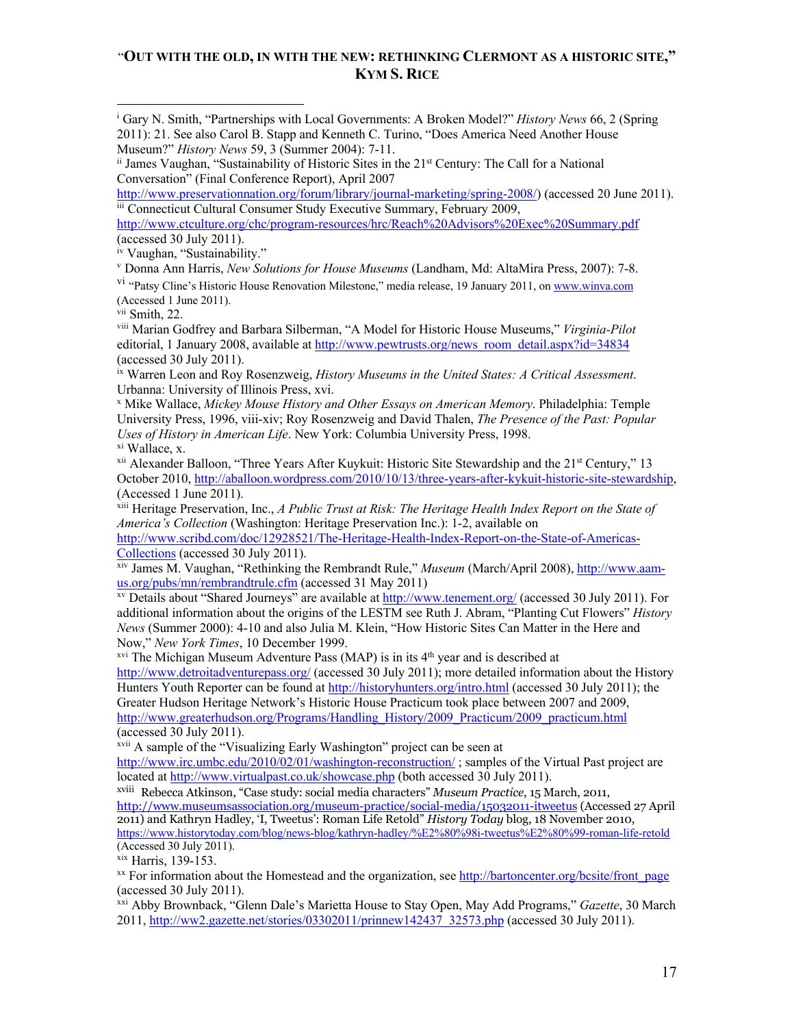# "OUT WITH THE OLD, IN WITH THE NEW: RETHINKING CLERMONT AS A HISTORIC SITE," KYM S. RICE

[i] Gary N. Smith, "Partnerships with Local Governments: A Broken Model?" *History News* 66, 2 (Spring 2011): 21. See also Carol B. Stapp and Kenneth C. Turino, "Does America Need Another House Museum?" *History News* 59, 3 (Summer 2004): 7-11.

[ii] James Vaughan, "Sustainability of Historic Sites in the 21st Century: The Call for a National Conversation" (Final Conference Report), April 2007 http://www.preservationnation.org/forum/library/journal-marketing/spring-2008/) (accessed 20 June 2011).

[iii] Connecticut Cultural Consumer Study Executive Summary, February 2009, http://www.ctculture.org/chc/program-resources/hrc/Reach%20Advisors%20Exec%20Summary.pdf (accessed 30 July 2011).

[iv] Vaughan, "Sustainability."

[v] Donna Ann Harris, *New Solutions for House Museums* (Landham, Md: AltaMira Press, 2007): 7-8.

[vi] "Patsy Cline's Historic House Renovation Milestone," media release, 19 January 2011, on www.winva.com (Accessed 1 June 2011).

[vii] Smith, 22.

[viii] Marian Godfrey and Barbara Silberman, "A Model for Historic House Museums," *Virginia-Pilot* editorial, 1 January 2008, available at http://www.pewtrusts.org/news_room_detail.aspx?id=34834 (accessed 30 July 2011).

[ix] Warren Leon and Roy Rosenzweig, *History Museums in the United States: A Critical Assessment*. Urbanna: University of Illinois Press, xvi.

[x] Mike Wallace, *Mickey Mouse History and Other Essays on American Memory*. Philadelphia: Temple University Press, 1996, viii-xiv; Roy Rosenzweig and David Thalen, *The Presence of the Past: Popular Uses of History in American Life*. New York: Columbia University Press, 1998.

[xi] Wallace, x.

[xii] Alexander Balloon, "Three Years After Kuykuit: Historic Site Stewardship and the 21st Century," 13 October 2010, http://aballoon.wordpress.com/2010/10/13/three-years-after-kykuit-historic-site-stewardship, (Accessed 1 June 2011).

[xiii] Heritage Preservation, Inc., *A Public Trust at Risk: The Heritage Health Index Report on the State of America's Collection* (Washington: Heritage Preservation Inc.): 1-2, available on http://www.scribd.com/doc/12928521/The-Heritage-Health-Index-Report-on-the-State-of-Americas-Collections (accessed 30 July 2011).

[xiv] James M. Vaughan, "Rethinking the Rembrandt Rule," *Museum* (March/April 2008), http://www.aam-us.org/pubs/mn/rembrandtrule.cfm (accessed 31 May 2011)

[xv] Details about "Shared Journeys" are available at http://www.tenement.org/ (accessed 30 July 2011). For additional information about the origins of the LESTM see Ruth J. Abram, "Planting Cut Flowers" *History News* (Summer 2000): 4-10 and also Julia M. Klein, "How Historic Sites Can Matter in the Here and Now," *New York Times*, 10 December 1999.

[xvi] The Michigan Museum Adventure Pass (MAP) is in its 4th year and is described at http://www.detroitadventurepass.org/ (accessed 30 July 2011); more detailed information about the History Hunters Youth Reporter can be found at http://historyhunters.org/intro.html (accessed 30 July 2011); the Greater Hudson Heritage Network's Historic House Practicum took place between 2007 and 2009, http://www.greaterhudson.org/Programs/Handling_History/2009_Practicum/2009_practicum.html (accessed 30 July 2011).

[xvii] A sample of the "Visualizing Early Washington" project can be seen at http://www.irc.umbc.edu/2010/02/01/washington-reconstruction/ ; samples of the Virtual Past project are located at http://www.virtualpast.co.uk/showcase.php (both accessed 30 July 2011).

[xviii] Rebecca Atkinson, "Case study: social media characters" *Museum Practice*, 15 March, 2011, http://www.museumsassociation.org/museum-practice/social-media/15032011-itweetus (Accessed 27 April 2011) and Kathryn Hadley, 'I, Tweetus': Roman Life Retold" *History Today* blog, 18 November 2010, https://www.historytoday.com/blog/news-blog/kathryn-hadley/%E2%80%98i-tweetus%E2%80%99-roman-life-retold (Accessed 30 July 2011).

[xix] Harris, 139-153.

[xx] For information about the Homestead and the organization, see http://bartoncenter.org/bcsite/front_page (accessed 30 July 2011).

[xxi] Abby Brownback, "Glenn Dale's Marietta House to Stay Open, May Add Programs," *Gazette*, 30 March 2011, http://ww2.gazette.net/stories/03302011/prinnew142437_32573.php (accessed 30 July 2011).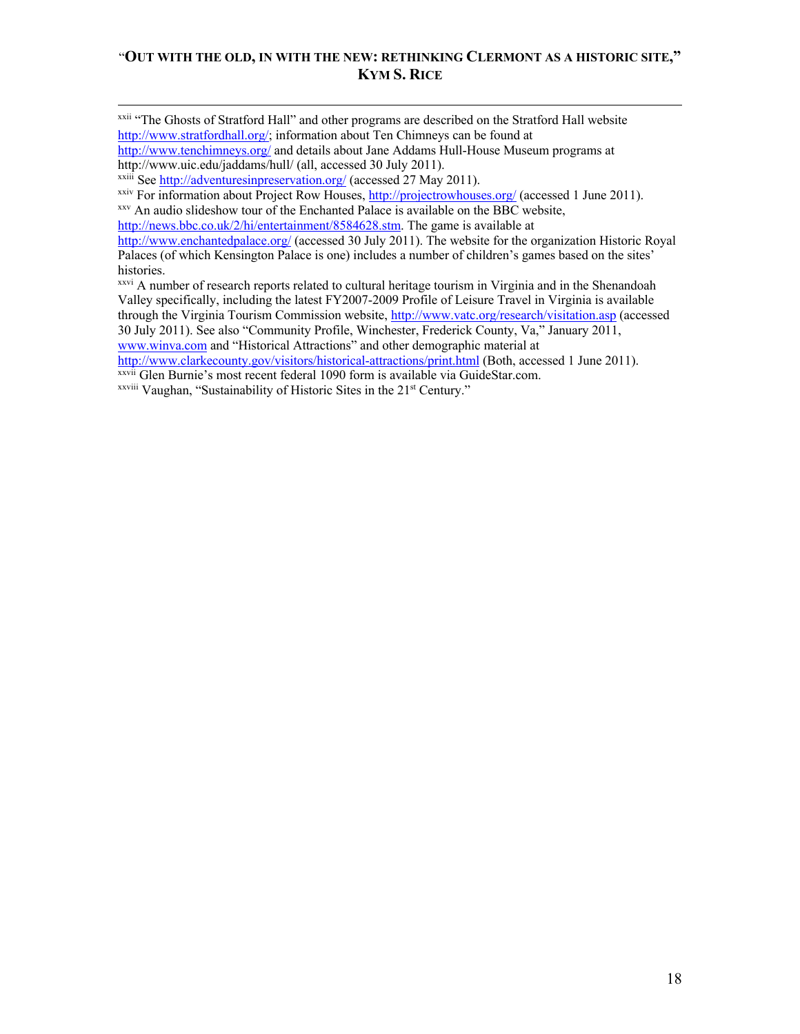[xxii] "The Ghosts of Stratford Hall" and other programs are described on the Stratford Hall website http://www.stratfordhall.org/; information about Ten Chimneys can be found at http://www.tenchimneys.org/ and details about Jane Addams Hull-House Museum programs at http://www.uic.edu/jaddams/hull/ (all, accessed 30 July 2011).

[xxiii] See http://adventuresinpreservation.org/ (accessed 27 May 2011).

[xxiv] For information about Project Row Houses, http://projectrowhouses.org/ (accessed 1 June 2011).

[xxv] An audio slideshow tour of the Enchanted Palace is available on the BBC website, http://news.bbc.co.uk/2/hi/entertainment/8584628.stm. The game is available at http://www.enchantedpalace.org/ (accessed 30 July 2011). The website for the organization Historic Royal Palaces (of which Kensington Palace is one) includes a number of children's games based on the sites' histories.

[xxvi] A number of research reports related to cultural heritage tourism in Virginia and in the Shenandoah Valley specifically, including the latest FY2007-2009 Profile of Leisure Travel in Virginia is available through the Virginia Tourism Commission website, http://www.vatc.org/research/visitation.asp (accessed 30 July 2011). See also "Community Profile, Winchester, Frederick County, Va," January 2011, www.winva.com and "Historical Attractions" and other demographic material at http://www.clarkecounty.gov/visitors/historical-attractions/print.html (Both, accessed 1 June 2011).

[xxvii] Glen Burnie's most recent federal 1090 form is available via GuideStar.com.

[xxviii] Vaughan, "Sustainability of Historic Sites in the 21st Century."